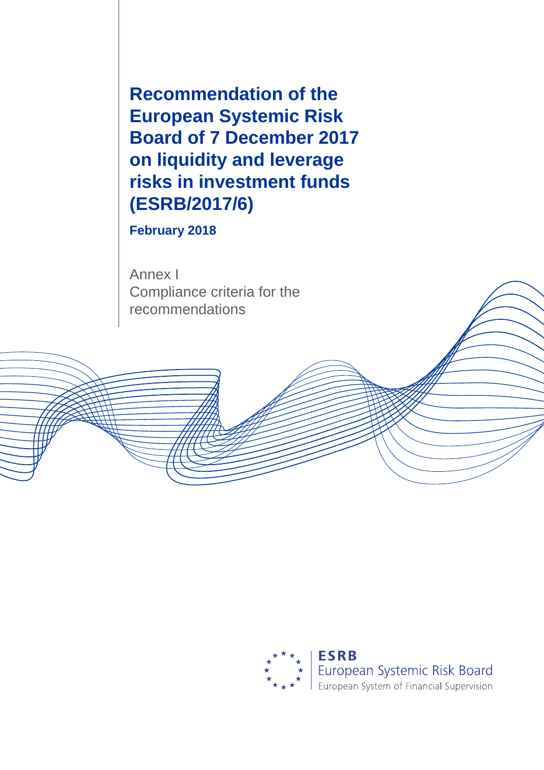# Recommendation of the European Systemic Risk Board of 7 December 2017 on liquidity and leverage risks in investment funds (ESRB/2017/6)

**February 2018**

Annex I
Compliance criteria for the recommendations

**ESRB**
European Systemic Risk Board
European System of Financial Supervision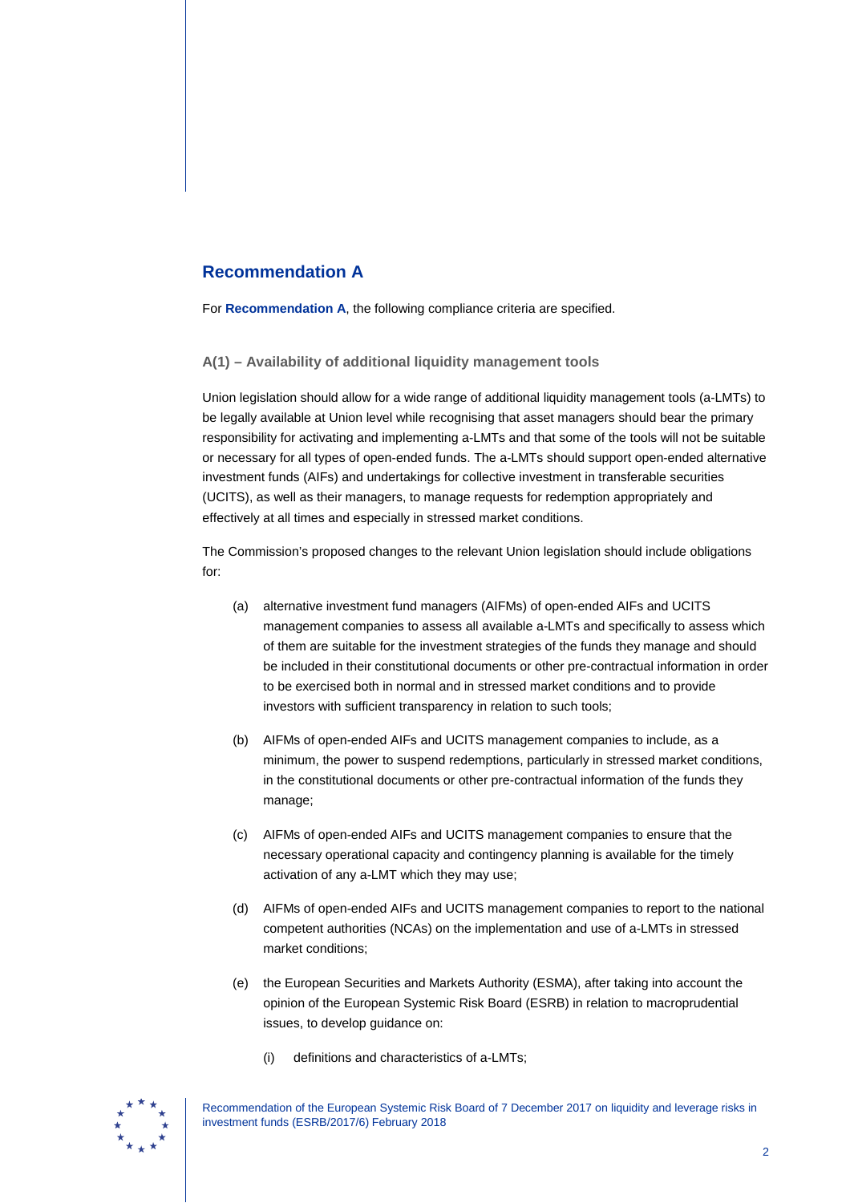## Recommendation A

For **Recommendation A**, the following compliance criteria are specified.

### A(1) – Availability of additional liquidity management tools

Union legislation should allow for a wide range of additional liquidity management tools (a-LMTs) to be legally available at Union level while recognising that asset managers should bear the primary responsibility for activating and implementing a-LMTs and that some of the tools will not be suitable or necessary for all types of open-ended funds. The a-LMTs should support open-ended alternative investment funds (AIFs) and undertakings for collective investment in transferable securities (UCITS), as well as their managers, to manage requests for redemption appropriately and effectively at all times and especially in stressed market conditions.

The Commission's proposed changes to the relevant Union legislation should include obligations for:

(a) alternative investment fund managers (AIFMs) of open-ended AIFs and UCITS management companies to assess all available a-LMTs and specifically to assess which of them are suitable for the investment strategies of the funds they manage and should be included in their constitutional documents or other pre-contractual information in order to be exercised both in normal and in stressed market conditions and to provide investors with sufficient transparency in relation to such tools;

(b) AIFMs of open-ended AIFs and UCITS management companies to include, as a minimum, the power to suspend redemptions, particularly in stressed market conditions, in the constitutional documents or other pre-contractual information of the funds they manage;

(c) AIFMs of open-ended AIFs and UCITS management companies to ensure that the necessary operational capacity and contingency planning is available for the timely activation of any a-LMT which they may use;

(d) AIFMs of open-ended AIFs and UCITS management companies to report to the national competent authorities (NCAs) on the implementation and use of a-LMTs in stressed market conditions;

(e) the European Securities and Markets Authority (ESMA), after taking into account the opinion of the European Systemic Risk Board (ESRB) in relation to macroprudential issues, to develop guidance on:

(i) definitions and characteristics of a-LMTs;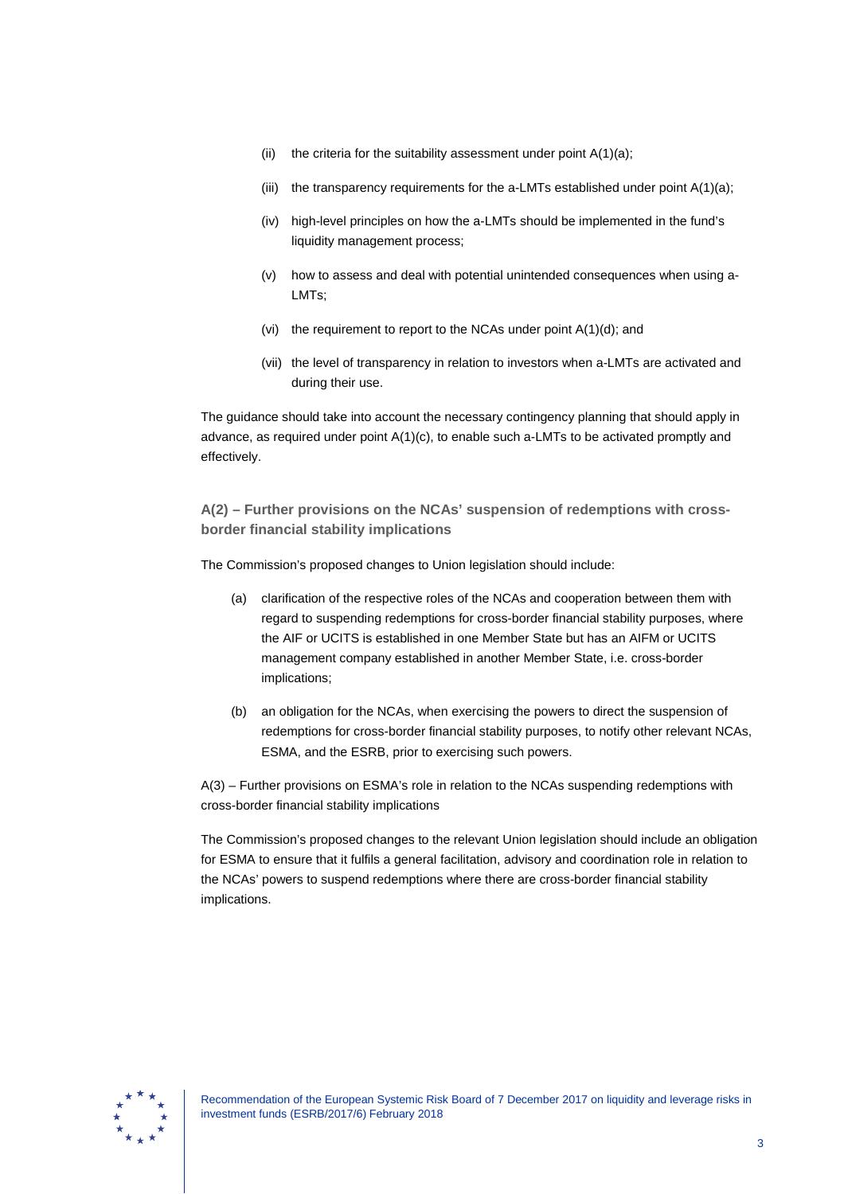(ii) the criteria for the suitability assessment under point A(1)(a);

(iii) the transparency requirements for the a-LMTs established under point A(1)(a);

(iv) high-level principles on how the a-LMTs should be implemented in the fund's liquidity management process;

(v) how to assess and deal with potential unintended consequences when using a-LMTs;

(vi) the requirement to report to the NCAs under point A(1)(d); and

(vii) the level of transparency in relation to investors when a-LMTs are activated and during their use.

The guidance should take into account the necessary contingency planning that should apply in advance, as required under point A(1)(c), to enable such a-LMTs to be activated promptly and effectively.

### A(2) – Further provisions on the NCAs' suspension of redemptions with cross-border financial stability implications

The Commission's proposed changes to Union legislation should include:

(a) clarification of the respective roles of the NCAs and cooperation between them with regard to suspending redemptions for cross-border financial stability purposes, where the AIF or UCITS is established in one Member State but has an AIFM or UCITS management company established in another Member State, i.e. cross-border implications;

(b) an obligation for the NCAs, when exercising the powers to direct the suspension of redemptions for cross-border financial stability purposes, to notify other relevant NCAs, ESMA, and the ESRB, prior to exercising such powers.

A(3) – Further provisions on ESMA's role in relation to the NCAs suspending redemptions with cross-border financial stability implications

The Commission's proposed changes to the relevant Union legislation should include an obligation for ESMA to ensure that it fulfils a general facilitation, advisory and coordination role in relation to the NCAs' powers to suspend redemptions where there are cross-border financial stability implications.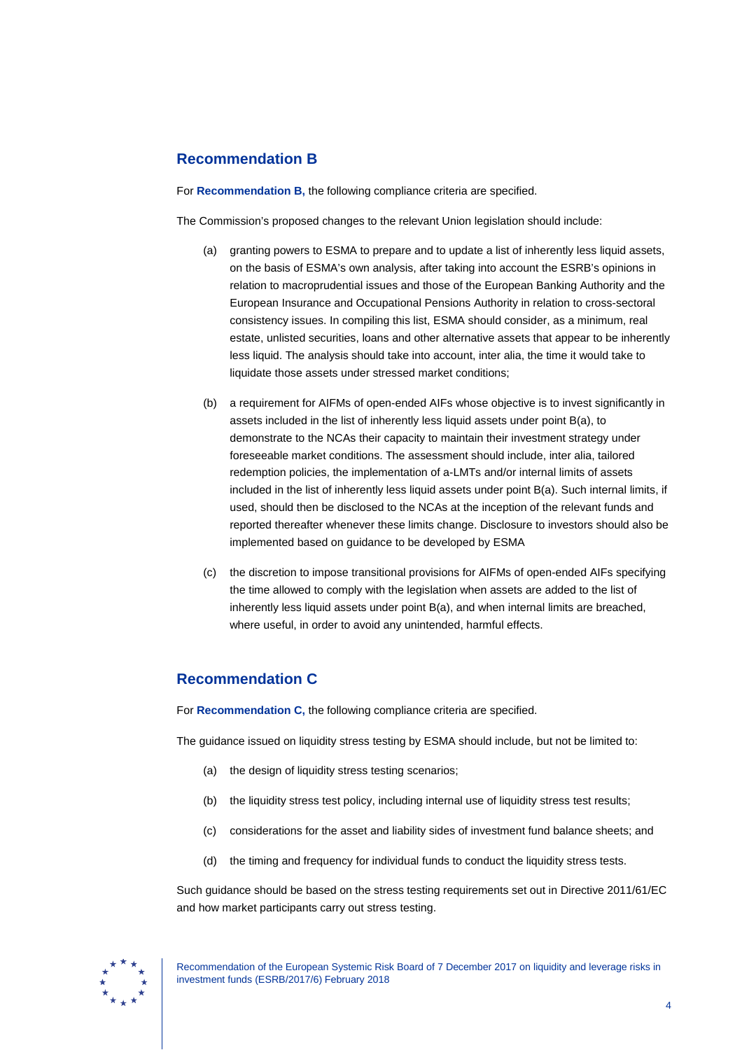## Recommendation B

For **Recommendation B,** the following compliance criteria are specified.

The Commission's proposed changes to the relevant Union legislation should include:

(a) granting powers to ESMA to prepare and to update a list of inherently less liquid assets, on the basis of ESMA's own analysis, after taking into account the ESRB's opinions in relation to macroprudential issues and those of the European Banking Authority and the European Insurance and Occupational Pensions Authority in relation to cross-sectoral consistency issues. In compiling this list, ESMA should consider, as a minimum, real estate, unlisted securities, loans and other alternative assets that appear to be inherently less liquid. The analysis should take into account, inter alia, the time it would take to liquidate those assets under stressed market conditions;

(b) a requirement for AIFMs of open-ended AIFs whose objective is to invest significantly in assets included in the list of inherently less liquid assets under point B(a), to demonstrate to the NCAs their capacity to maintain their investment strategy under foreseeable market conditions. The assessment should include, inter alia, tailored redemption policies, the implementation of a-LMTs and/or internal limits of assets included in the list of inherently less liquid assets under point B(a). Such internal limits, if used, should then be disclosed to the NCAs at the inception of the relevant funds and reported thereafter whenever these limits change. Disclosure to investors should also be implemented based on guidance to be developed by ESMA

(c) the discretion to impose transitional provisions for AIFMs of open-ended AIFs specifying the time allowed to comply with the legislation when assets are added to the list of inherently less liquid assets under point B(a), and when internal limits are breached, where useful, in order to avoid any unintended, harmful effects.

## Recommendation C

For **Recommendation C,** the following compliance criteria are specified.

The guidance issued on liquidity stress testing by ESMA should include, but not be limited to:

(a) the design of liquidity stress testing scenarios;

(b) the liquidity stress test policy, including internal use of liquidity stress test results;

(c) considerations for the asset and liability sides of investment fund balance sheets; and

(d) the timing and frequency for individual funds to conduct the liquidity stress tests.

Such guidance should be based on the stress testing requirements set out in Directive 2011/61/EC and how market participants carry out stress testing.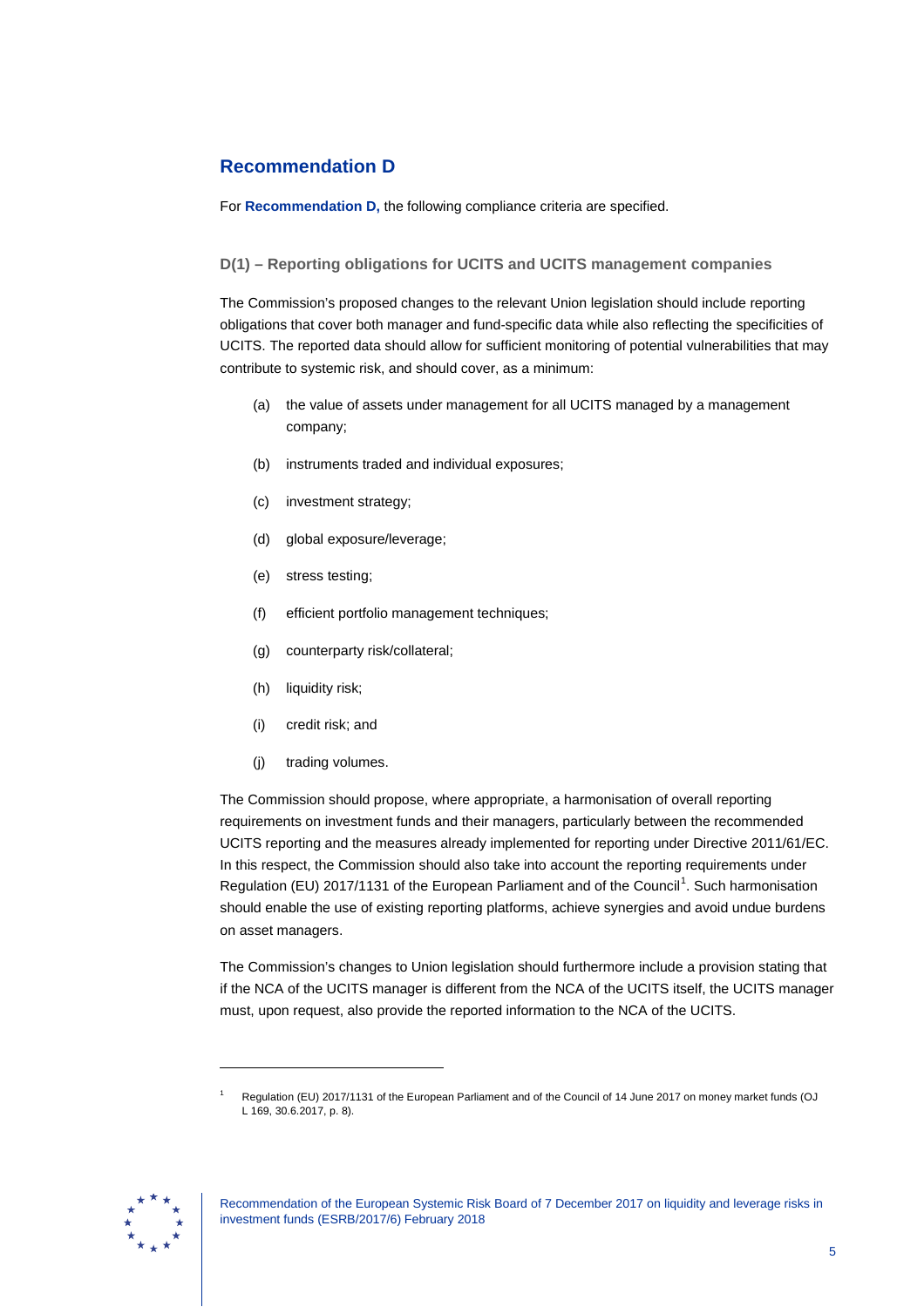## Recommendation D

For **Recommendation D,** the following compliance criteria are specified.

### D(1) – Reporting obligations for UCITS and UCITS management companies

The Commission's proposed changes to the relevant Union legislation should include reporting obligations that cover both manager and fund-specific data while also reflecting the specificities of UCITS. The reported data should allow for sufficient monitoring of potential vulnerabilities that may contribute to systemic risk, and should cover, as a minimum:

(a) the value of assets under management for all UCITS managed by a management company;

(b) instruments traded and individual exposures;

(c) investment strategy;

(d) global exposure/leverage;

(e) stress testing;

(f) efficient portfolio management techniques;

(g) counterparty risk/collateral;

(h) liquidity risk;

(i) credit risk; and

(j) trading volumes.

The Commission should propose, where appropriate, a harmonisation of overall reporting requirements on investment funds and their managers, particularly between the recommended UCITS reporting and the measures already implemented for reporting under Directive 2011/61/EC. In this respect, the Commission should also take into account the reporting requirements under Regulation (EU) 2017/1131 of the European Parliament and of the Council[1]. Such harmonisation should enable the use of existing reporting platforms, achieve synergies and avoid undue burdens on asset managers.

The Commission's changes to Union legislation should furthermore include a provision stating that if the NCA of the UCITS manager is different from the NCA of the UCITS itself, the UCITS manager must, upon request, also provide the reported information to the NCA of the UCITS.

[1] Regulation (EU) 2017/1131 of the European Parliament and of the Council of 14 June 2017 on money market funds (OJ L 169, 30.6.2017, p. 8).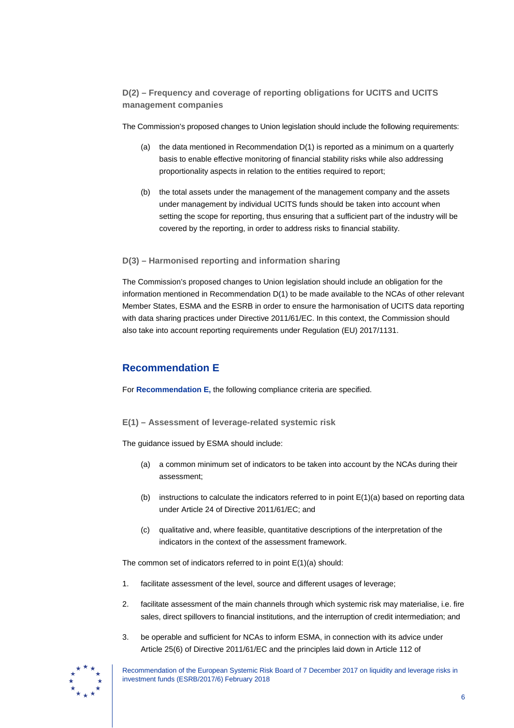### D(2) – Frequency and coverage of reporting obligations for UCITS and UCITS management companies

The Commission's proposed changes to Union legislation should include the following requirements:

(a) the data mentioned in Recommendation D(1) is reported as a minimum on a quarterly basis to enable effective monitoring of financial stability risks while also addressing proportionality aspects in relation to the entities required to report;

(b) the total assets under the management of the management company and the assets under management by individual UCITS funds should be taken into account when setting the scope for reporting, thus ensuring that a sufficient part of the industry will be covered by the reporting, in order to address risks to financial stability.

### D(3) – Harmonised reporting and information sharing

The Commission's proposed changes to Union legislation should include an obligation for the information mentioned in Recommendation D(1) to be made available to the NCAs of other relevant Member States, ESMA and the ESRB in order to ensure the harmonisation of UCITS data reporting with data sharing practices under Directive 2011/61/EC. In this context, the Commission should also take into account reporting requirements under Regulation (EU) 2017/1131.

## Recommendation E

For **Recommendation E,** the following compliance criteria are specified.

### E(1) – Assessment of leverage-related systemic risk

The guidance issued by ESMA should include:

(a) a common minimum set of indicators to be taken into account by the NCAs during their assessment;

(b) instructions to calculate the indicators referred to in point E(1)(a) based on reporting data under Article 24 of Directive 2011/61/EC; and

(c) qualitative and, where feasible, quantitative descriptions of the interpretation of the indicators in the context of the assessment framework.

The common set of indicators referred to in point E(1)(a) should:

1. facilitate assessment of the level, source and different usages of leverage;
2. facilitate assessment of the main channels through which systemic risk may materialise, i.e. fire sales, direct spillovers to financial institutions, and the interruption of credit intermediation; and
3. be operable and sufficient for NCAs to inform ESMA, in connection with its advice under Article 25(6) of Directive 2011/61/EC and the principles laid down in Article 112 of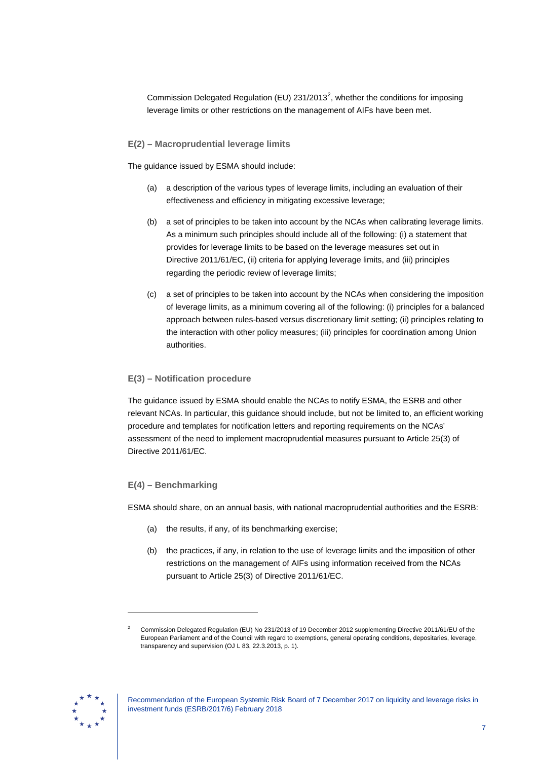Commission Delegated Regulation (EU) 231/2013[2], whether the conditions for imposing leverage limits or other restrictions on the management of AIFs have been met.

### E(2) – Macroprudential leverage limits

The guidance issued by ESMA should include:

(a) a description of the various types of leverage limits, including an evaluation of their effectiveness and efficiency in mitigating excessive leverage;

(b) a set of principles to be taken into account by the NCAs when calibrating leverage limits. As a minimum such principles should include all of the following: (i) a statement that provides for leverage limits to be based on the leverage measures set out in Directive 2011/61/EC, (ii) criteria for applying leverage limits, and (iii) principles regarding the periodic review of leverage limits;

(c) a set of principles to be taken into account by the NCAs when considering the imposition of leverage limits, as a minimum covering all of the following: (i) principles for a balanced approach between rules-based versus discretionary limit setting; (ii) principles relating to the interaction with other policy measures; (iii) principles for coordination among Union authorities.

### E(3) – Notification procedure

The guidance issued by ESMA should enable the NCAs to notify ESMA, the ESRB and other relevant NCAs. In particular, this guidance should include, but not be limited to, an efficient working procedure and templates for notification letters and reporting requirements on the NCAs' assessment of the need to implement macroprudential measures pursuant to Article 25(3) of Directive 2011/61/EC.

### E(4) – Benchmarking

ESMA should share, on an annual basis, with national macroprudential authorities and the ESRB:

(a) the results, if any, of its benchmarking exercise;

(b) the practices, if any, in relation to the use of leverage limits and the imposition of other restrictions on the management of AIFs using information received from the NCAs pursuant to Article 25(3) of Directive 2011/61/EC.

---

[2] Commission Delegated Regulation (EU) No 231/2013 of 19 December 2012 supplementing Directive 2011/61/EU of the European Parliament and of the Council with regard to exemptions, general operating conditions, depositaries, leverage, transparency and supervision (OJ L 83, 22.3.2013, p. 1).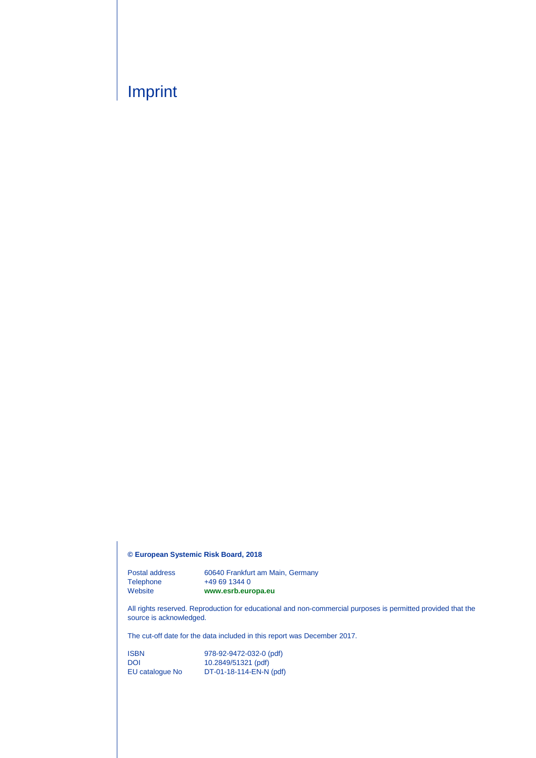# Imprint

**© European Systemic Risk Board, 2018**

| | |
|---|---|
| Postal address | 60640 Frankfurt am Main, Germany |
| Telephone | +49 69 1344 0 |
| Website | **www.esrb.europa.eu** |

All rights reserved. Reproduction for educational and non-commercial purposes is permitted provided that the source is acknowledged.

The cut-off date for the data included in this report was December 2017.

| | |
|---|---|
| ISBN | 978-92-9472-032-0 (pdf) |
| DOI | 10.2849/51321 (pdf) |
| EU catalogue No | DT-01-18-114-EN-N (pdf) |